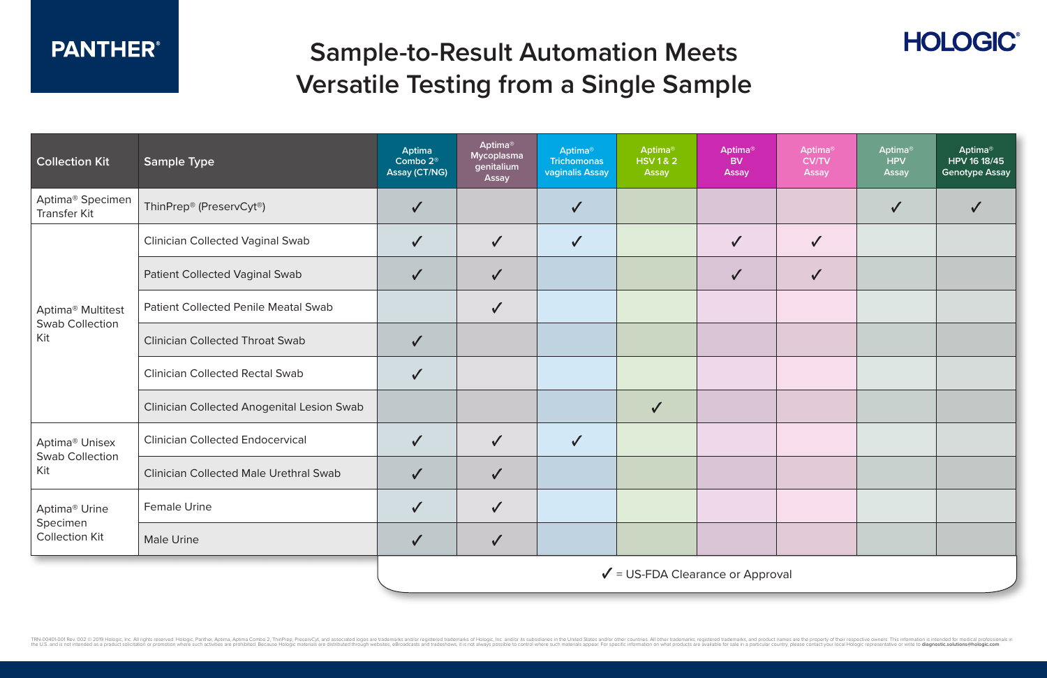PANTHER®

# Sample-to-Result Automation Meets Versatile Testing from a Single Sample

HOLOGIC®

| Collection Kit | Sample Type | Aptima Combo 2® Assay (CT/NG) | Aptima® Mycoplasma genitalium Assay | Aptima® Trichomonas vaginalis Assay | Aptima® HSV 1 & 2 Assay | Aptima® BV Assay | Aptima® CV/TV Assay | Aptima® HPV Assay | Aptima® HPV 16 18/45 Genotype Assay |
|---|---|---|---|---|---|---|---|---|---|
| Aptima® Specimen Transfer Kit | ThinPrep® (PreservCyt®) | ✓ | | ✓ | | | | ✓ | ✓ |
| Aptima® Multitest Swab Collection Kit | Clinician Collected Vaginal Swab | ✓ | ✓ | ✓ | | ✓ | ✓ | | |
| | Patient Collected Vaginal Swab | ✓ | ✓ | | | ✓ | ✓ | | |
| | Patient Collected Penile Meatal Swab | | ✓ | | | | | | |
| | Clinician Collected Throat Swab | ✓ | | | | | | | |
| | Clinician Collected Rectal Swab | ✓ | | | | | | | |
| | Clinician Collected Anogenital Lesion Swab | | | | ✓ | | | | |
| Aptima® Unisex Swab Collection Kit | Clinician Collected Endocervical | ✓ | ✓ | ✓ | | | | | |
| | Clinician Collected Male Urethral Swab | ✓ | ✓ | | | | | | |
| Aptima® Urine Specimen Collection Kit | Female Urine | ✓ | ✓ | | | | | | |
| | Male Urine | ✓ | ✓ | | | | | | |

✓ = US-FDA Clearance or Approval

TRN-00401-001 Rev. 002 © 2019 Hologic, Inc. All rights reserved. Hologic, Panther, Aptima, Aptima Combo 2, ThinPrep, PreservCyt, and associated logos are trademarks and/or registered trademarks of Hologic, Inc. and/or its subsidiaries in the United States and/or other countries. All other trademarks, registered trademarks, and product names are the property of their respective owners. This information is intended for medical professionals in the U.S. and is not intended as a product solicitation or promotion where such activities are prohibited. Because Hologic materials are distributed through websites, eBroadcasts and tradeshows, it is not always possible to control where such materials appear. For specific information on what products are available for sale in a particular country, please contact your local Hologic representative or write to **diagnostic.solutions@hologic.com**.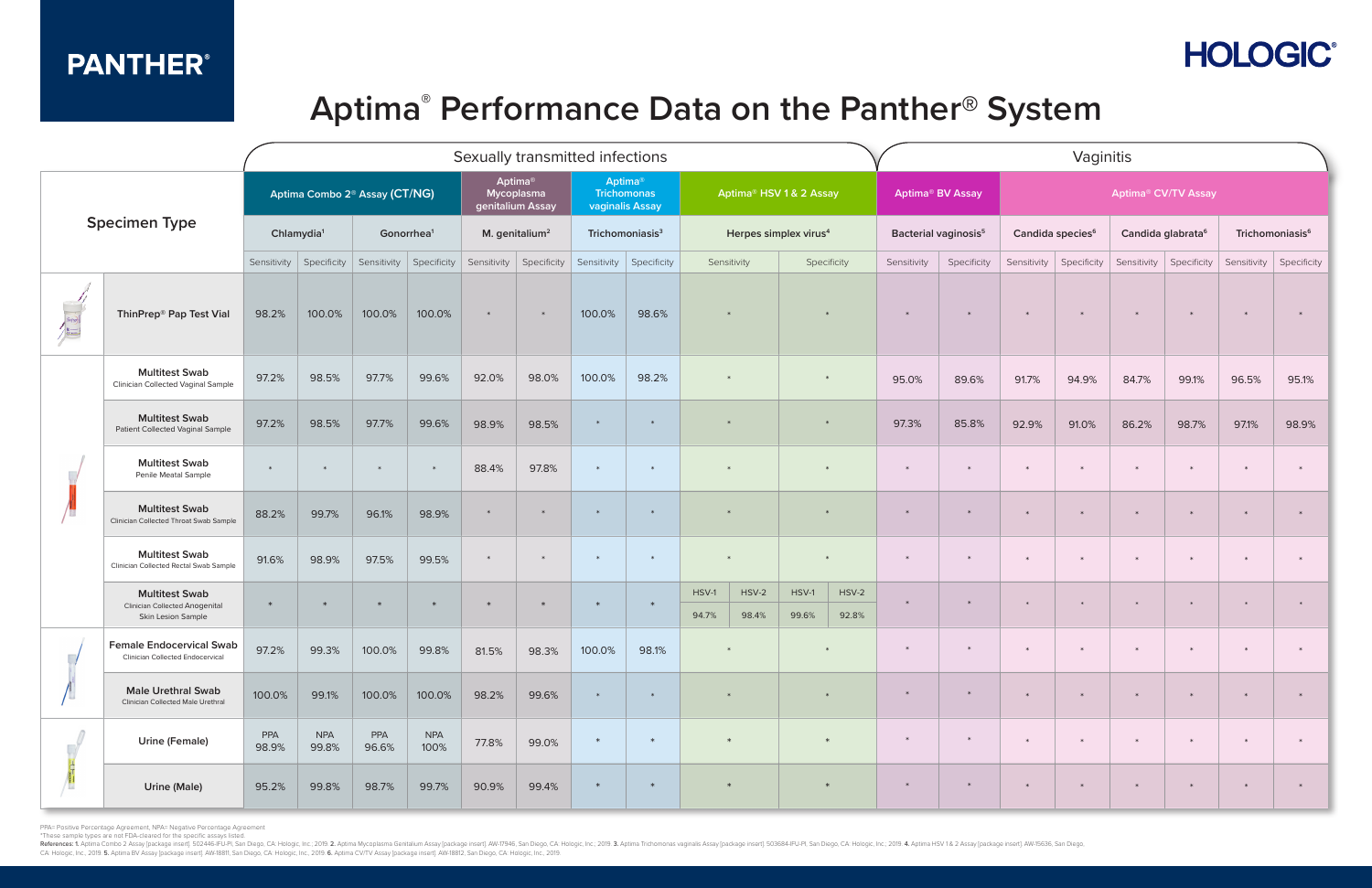PANTHER®

HOLOGIC®

# Aptima® Performance Data on the Panther® System

| Specimen Type | Sexually transmitted infections: Aptima Combo 2® Assay (CT/NG) — Chlamydia[1] | | Aptima Combo 2® Assay (CT/NG) — Gonorrhea[1] | | Aptima® Mycoplasma genitalium Assay — M. genitalium[2] | | Aptima® Trichomonas vaginalis Assay — Trichomoniasis[3] | | Aptima® HSV 1 & 2 Assay — Herpes simplex virus[4] | | Vaginitis: Aptima® BV Assay — Bacterial vaginosis[5] | | Aptima® CV/TV Assay — Candida species[6] | | Aptima® CV/TV Assay — Candida glabrata[6] | | Aptima® CV/TV Assay — Trichomoniasis[6] | |
|---|---|---|---|---|---|---|---|---|---|---|---|---|---|---|---|---|---|---|
| | Sensitivity | Specificity | Sensitivity | Specificity | Sensitivity | Specificity | Sensitivity | Specificity | Sensitivity | Specificity | Sensitivity | Specificity | Sensitivity | Specificity | Sensitivity | Specificity | Sensitivity | Specificity |
| ThinPrep® Pap Test Vial | 98.2% | 100.0% | 100.0% | 100.0% | * | * | 100.0% | 98.6% | * | * | * | * | * | * | * | * | * | * |
| Multitest Swab (Clinician Collected Vaginal Sample) | 97.2% | 98.5% | 97.7% | 99.6% | 92.0% | 98.0% | 100.0% | 98.2% | * | * | 95.0% | 89.6% | 91.7% | 94.9% | 84.7% | 99.1% | 96.5% | 95.1% |
| Multitest Swab (Patient Collected Vaginal Sample) | 97.2% | 98.5% | 97.7% | 99.6% | 98.9% | 98.5% | * | * | * | * | 97.3% | 85.8% | 92.9% | 91.0% | 86.2% | 98.7% | 97.1% | 98.9% |
| Multitest Swab (Penile Meatal Sample) | * | * | * | * | 88.4% | 97.8% | * | * | * | * | * | * | * | * | * | * | * | * |
| Multitest Swab (Clinician Collected Throat Swab Sample) | 88.2% | 99.7% | 96.1% | 98.9% | * | * | * | * | * | * | * | * | * | * | * | * | * | * |
| Multitest Swab (Clinician Collected Rectal Swab Sample) | 91.6% | 98.9% | 97.5% | 99.5% | * | * | * | * | * | * | * | * | * | * | * | * | * | * |
| Multitest Swab (Clinician Collected Anogenital Skin Lesion Sample) | * | * | * | * | * | * | * | * | HSV-1: 94.7%; HSV-2: 98.4% | HSV-1: 99.6%; HSV-2: 92.8% | * | * | * | * | * | * | * | * |
| Female Endocervical Swab (Clinician Collected Endocervical) | 97.2% | 99.3% | 100.0% | 99.8% | 81.5% | 98.3% | 100.0% | 98.1% | * | * | * | * | * | * | * | * | * | * |
| Male Urethral Swab (Clinician Collected Male Urethral) | 100.0% | 99.1% | 100.0% | 100.0% | 98.2% | 99.6% | * | * | * | * | * | * | * | * | * | * | * | * |
| Urine (Female) | PPA 98.9% | NPA 99.8% | PPA 96.6% | NPA 100% | 77.8% | 99.0% | * | * | * | * | * | * | * | * | * | * | * | * |
| Urine (Male) | 95.2% | 99.8% | 98.7% | 99.7% | 90.9% | 99.4% | * | * | * | * | * | * | * | * | * | * | * | * |

PPA= Positive Percentage Agreement, NPA= Negative Percentage Agreement

*These sample types are not FDA-cleared for the specific assays listed.

**References: 1.** Aptima Combo 2 Assay [package insert]. 502446-IFU-PI, San Diego, CA: Hologic, Inc.; 2019. **2.** Aptima Mycoplasma Genitalium Assay [package insert]. AW-17946, San Diego, CA: Hologic, Inc.; 2019. **3.** Aptima Trichomonas vaginalis Assay [package insert]. 503684-IFU-PI, San Diego, CA: Hologic, Inc.; 2019. **4.** Aptima HSV 1 & 2 Assay [package insert]. AW-15636, San Diego, CA: Hologic, Inc.; 2019. **5.** Aptima BV Assay [package insert]. AW-18811, San Diego, CA: Hologic, Inc.; 2019. **6.** Aptima CV/TV Assay [package insert]. AW-18812, San Diego, CA: Hologic, Inc.; 2019.